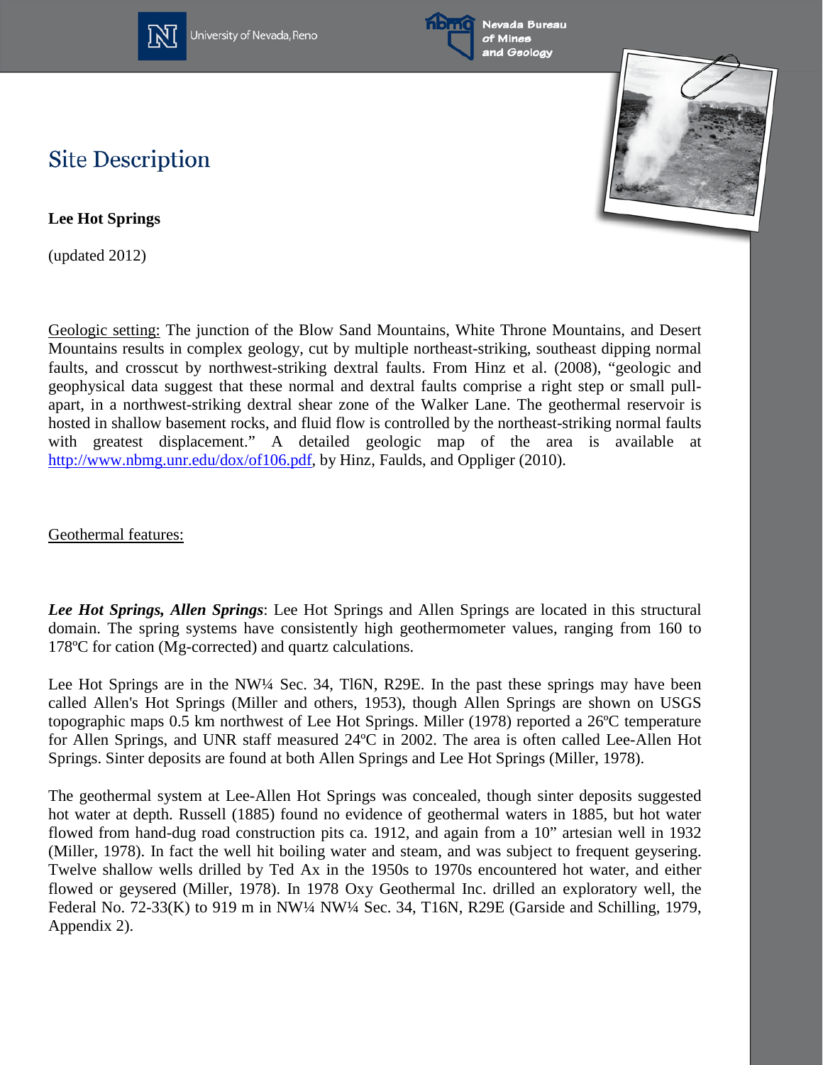# Site Description

**Lee Hot Springs**

(updated 2012)

Geologic setting: The junction of the Blow Sand Mountains, White Throne Mountains, and Desert Mountains results in complex geology, cut by multiple northeast-striking, southeast dipping normal faults, and crosscut by northwest-striking dextral faults. From Hinz et al. (2008), "geologic and geophysical data suggest that these normal and dextral faults comprise a right step or small pull-apart, in a northwest-striking dextral shear zone of the Walker Lane. The geothermal reservoir is hosted in shallow basement rocks, and fluid flow is controlled by the northeast-striking normal faults with greatest displacement." A detailed geologic map of the area is available at http://www.nbmg.unr.edu/dox/of106.pdf, by Hinz, Faulds, and Oppliger (2010).

Geothermal features:

***Lee Hot Springs, Allen Springs***: Lee Hot Springs and Allen Springs are located in this structural domain. The spring systems have consistently high geothermometer values, ranging from 160 to 178ºC for cation (Mg-corrected) and quartz calculations.

Lee Hot Springs are in the NW¼ Sec. 34, Tl6N, R29E. In the past these springs may have been called Allen's Hot Springs (Miller and others, 1953), though Allen Springs are shown on USGS topographic maps 0.5 km northwest of Lee Hot Springs. Miller (1978) reported a 26ºC temperature for Allen Springs, and UNR staff measured 24ºC in 2002. The area is often called Lee-Allen Hot Springs. Sinter deposits are found at both Allen Springs and Lee Hot Springs (Miller, 1978).

The geothermal system at Lee-Allen Hot Springs was concealed, though sinter deposits suggested hot water at depth. Russell (1885) found no evidence of geothermal waters in 1885, but hot water flowed from hand-dug road construction pits ca. 1912, and again from a 10" artesian well in 1932 (Miller, 1978). In fact the well hit boiling water and steam, and was subject to frequent geysering. Twelve shallow wells drilled by Ted Ax in the 1950s to 1970s encountered hot water, and either flowed or geysered (Miller, 1978). In 1978 Oxy Geothermal Inc. drilled an exploratory well, the Federal No. 72-33(K) to 919 m in NW¼ NW¼ Sec. 34, T16N, R29E (Garside and Schilling, 1979, Appendix 2).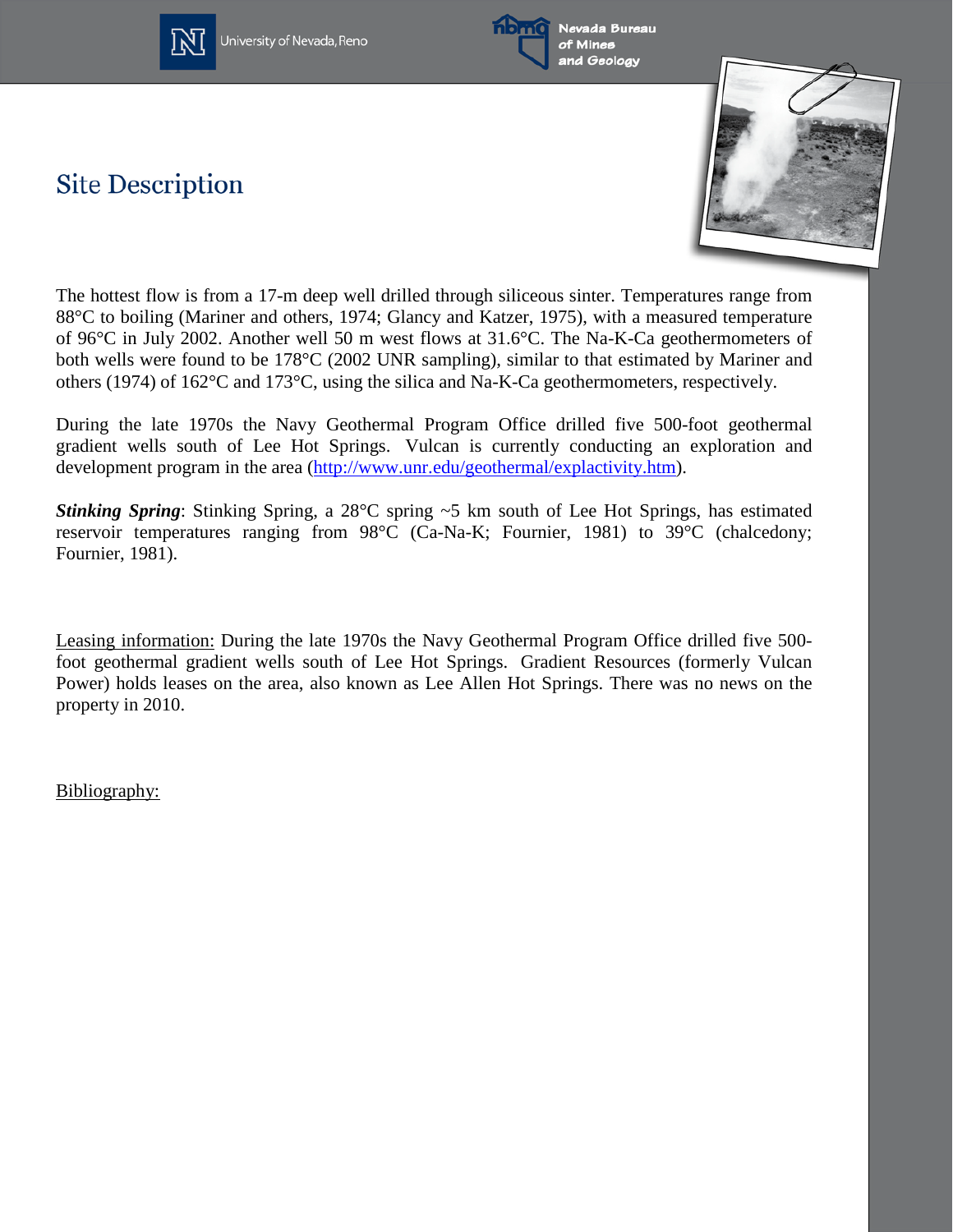## Site Description

The hottest flow is from a 17-m deep well drilled through siliceous sinter. Temperatures range from 88°C to boiling (Mariner and others, 1974; Glancy and Katzer, 1975), with a measured temperature of 96°C in July 2002. Another well 50 m west flows at 31.6°C. The Na-K-Ca geothermometers of both wells were found to be 178°C (2002 UNR sampling), similar to that estimated by Mariner and others (1974) of 162°C and 173°C, using the silica and Na-K-Ca geothermometers, respectively.

During the late 1970s the Navy Geothermal Program Office drilled five 500-foot geothermal gradient wells south of Lee Hot Springs. Vulcan is currently conducting an exploration and development program in the area (http://www.unr.edu/geothermal/explactivity.htm).

***Stinking Spring***: Stinking Spring, a 28°C spring ~5 km south of Lee Hot Springs, has estimated reservoir temperatures ranging from 98°C (Ca-Na-K; Fournier, 1981) to 39°C (chalcedony; Fournier, 1981).

Leasing information: During the late 1970s the Navy Geothermal Program Office drilled five 500-foot geothermal gradient wells south of Lee Hot Springs. Gradient Resources (formerly Vulcan Power) holds leases on the area, also known as Lee Allen Hot Springs. There was no news on the property in 2010.

Bibliography: